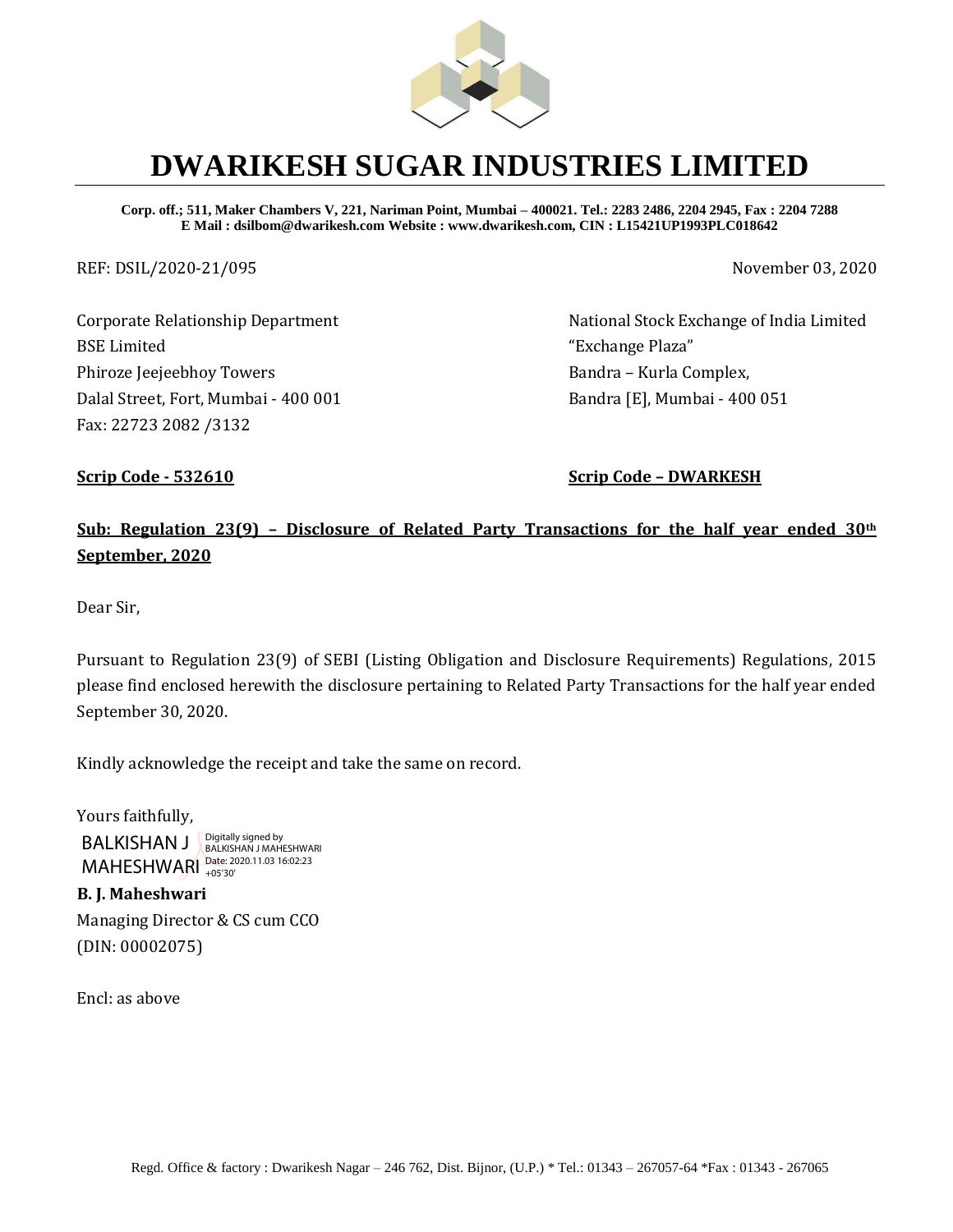# DWARIKESH SUGAR INDUSTRIES LIMITED

**Corp. off.; 511, Maker Chambers V, 221, Nariman Point, Mumbai – 400021. Tel.: 2283 2486, 2204 2945, Fax : 2204 7288**
**E Mail : dsilbom@dwarikesh.com Website : www.dwarikesh.com, CIN : L15421UP1993PLC018642**

REF: DSIL/2020-21/095

November 03, 2020

Corporate Relationship Department
BSE Limited
Phiroze Jeejeebhoy Towers
Dalal Street, Fort, Mumbai - 400 001
Fax: 22723 2082 /3132

National Stock Exchange of India Limited
"Exchange Plaza"
Bandra – Kurla Complex,
Bandra [E], Mumbai - 400 051

**Scrip Code - 532610**

**Scrip Code – DWARKESH**

**Sub: Regulation 23(9) – Disclosure of Related Party Transactions for the half year ended 30th September, 2020**

Dear Sir,

Pursuant to Regulation 23(9) of SEBI (Listing Obligation and Disclosure Requirements) Regulations, 2015 please find enclosed herewith the disclosure pertaining to Related Party Transactions for the half year ended September 30, 2020.

Kindly acknowledge the receipt and take the same on record.

Yours faithfully,

BALKISHAN J MAHESHWARI
Digitally signed by BALKISHAN J MAHESHWARI
Date: 2020.11.03 16:02:23 +05'30'

**B. J. Maheshwari**
Managing Director & CS cum CCO
(DIN: 00002075)

Encl: as above

Regd. Office & factory : Dwarikesh Nagar – 246 762, Dist. Bijnor, (U.P.) * Tel.: 01343 – 267057-64 *Fax : 01343 - 267065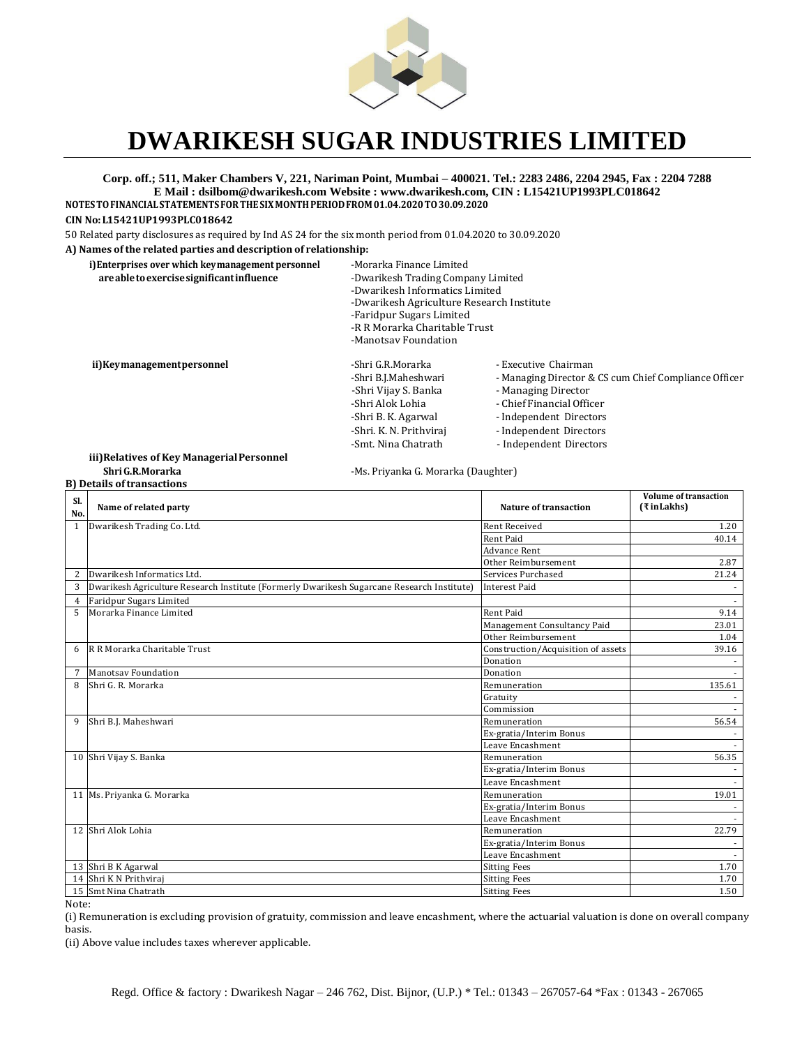# DWARIKESH SUGAR INDUSTRIES LIMITED

**Corp. off.; 511, Maker Chambers V, 221, Nariman Point, Mumbai – 400021. Tel.: 2283 2486, 2204 2945, Fax : 2204 7288**
**E Mail : dsilbom@dwarikesh.com Website : www.dwarikesh.com, CIN : L15421UP1993PLC018642**

**NOTES TO FINANCIAL STATEMENTS FOR THE SIX MONTH PERIOD FROM 01.04.2020 TO 30.09.2020**

**CIN No: L15421UP1993PLC018642**

50 Related party disclosures as required by Ind AS 24 for the six month period from 01.04.2020 to 30.09.2020

**A) Names of the related parties and description of relationship:**

**i) Enterprises over which key management personnel are able to exercise significant influence**

- Morarka Finance Limited
- Dwarikesh Trading Company Limited
- Dwarikesh Informatics Limited
- Dwarikesh Agriculture Research Institute
- Faridpur Sugars Limited
- R R Morarka Charitable Trust
- Manotsav Foundation

**ii) Key management personnel**

| | |
|---|---|
| -Shri G.R.Morarka | - Executive Chairman |
| -Shri B.J.Maheshwari | - Managing Director & CS cum Chief Compliance Officer |
| -Shri Vijay S. Banka | - Managing Director |
| -Shri Alok Lohia | - Chief Financial Officer |
| -Shri B. K. Agarwal | - Independent Directors |
| -Shri. K. N. Prithviraj | - Independent Directors |
| -Smt. Nina Chatrath | - Independent Directors |

**iii) Relatives of Key Managerial Personnel**

**Shri G.R.Morarka** -Ms. Priyanka G. Morarka (Daughter)

**B) Details of transactions**

| Sl. No. | Name of related party | Nature of transaction | Volume of transaction (₹ in Lakhs) |
|---|---|---|---|
| 1 | Dwarikesh Trading Co. Ltd. | Rent Received | 1.20 |
| | | Rent Paid | 40.14 |
| | | Advance Rent | |
| | | Other Reimbursement | 2.87 |
| 2 | Dwarikesh Informatics Ltd. | Services Purchased | 21.24 |
| 3 | Dwarikesh Agriculture Research Institute (Formerly Dwarikesh Sugarcane Research Institute) | Interest Paid | - |
| 4 | Faridpur Sugars Limited | | - |
| 5 | Morarka Finance Limited | Rent Paid | 9.14 |
| | | Management Consultancy Paid | 23.01 |
| | | Other Reimbursement | 1.04 |
| 6 | R R Morarka Charitable Trust | Construction/Acquisition of assets | 39.16 |
| | | Donation | - |
| 7 | Manotsav Foundation | Donation | - |
| 8 | Shri G. R. Morarka | Remuneration | 135.61 |
| | | Gratuity | - |
| | | Commission | - |
| 9 | Shri B.J. Maheshwari | Remuneration | 56.54 |
| | | Ex-gratia/Interim Bonus | - |
| | | Leave Encashment | - |
| 10 | Shri Vijay S. Banka | Remuneration | 56.35 |
| | | Ex-gratia/Interim Bonus | - |
| | | Leave Encashment | - |
| 11 | Ms. Priyanka G. Morarka | Remuneration | 19.01 |
| | | Ex-gratia/Interim Bonus | - |
| | | Leave Encashment | - |
| 12 | Shri Alok Lohia | Remuneration | 22.79 |
| | | Ex-gratia/Interim Bonus | - |
| | | Leave Encashment | - |
| 13 | Shri B K Agarwal | Sitting Fees | 1.70 |
| 14 | Shri K N Prithviraj | Sitting Fees | 1.70 |
| 15 | Smt Nina Chatrath | Sitting Fees | 1.50 |

Note:

(i) Remuneration is excluding provision of gratuity, commission and leave encashment, where the actuarial valuation is done on overall company basis.

(ii) Above value includes taxes wherever applicable.

Regd. Office & factory : Dwarikesh Nagar – 246 762, Dist. Bijnor, (U.P.) * Tel.: 01343 – 267057-64 *Fax : 01343 - 267065